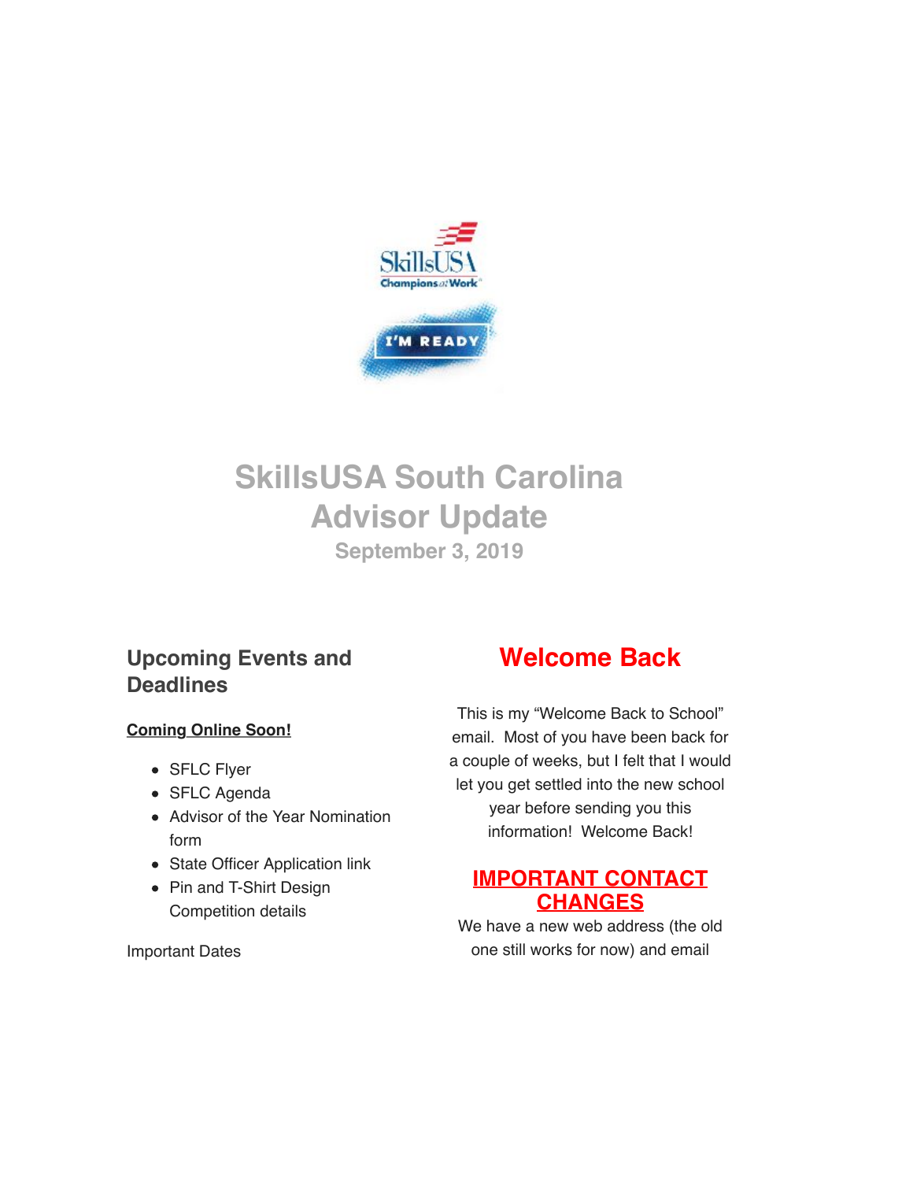# SkillsUSA South Carolina Advisor Update

**September 3, 2019**

## Upcoming Events and Deadlines

**Coming Online Soon!**

- SFLC Flyer
- SFLC Agenda
- Advisor of the Year Nomination form
- State Officer Application link
- Pin and T-Shirt Design Competition details

Important Dates

## Welcome Back

This is my "Welcome Back to School" email. Most of you have been back for a couple of weeks, but I felt that I would let you get settled into the new school year before sending you this information! Welcome Back!

### IMPORTANT CONTACT CHANGES

We have a new web address (the old one still works for now) and email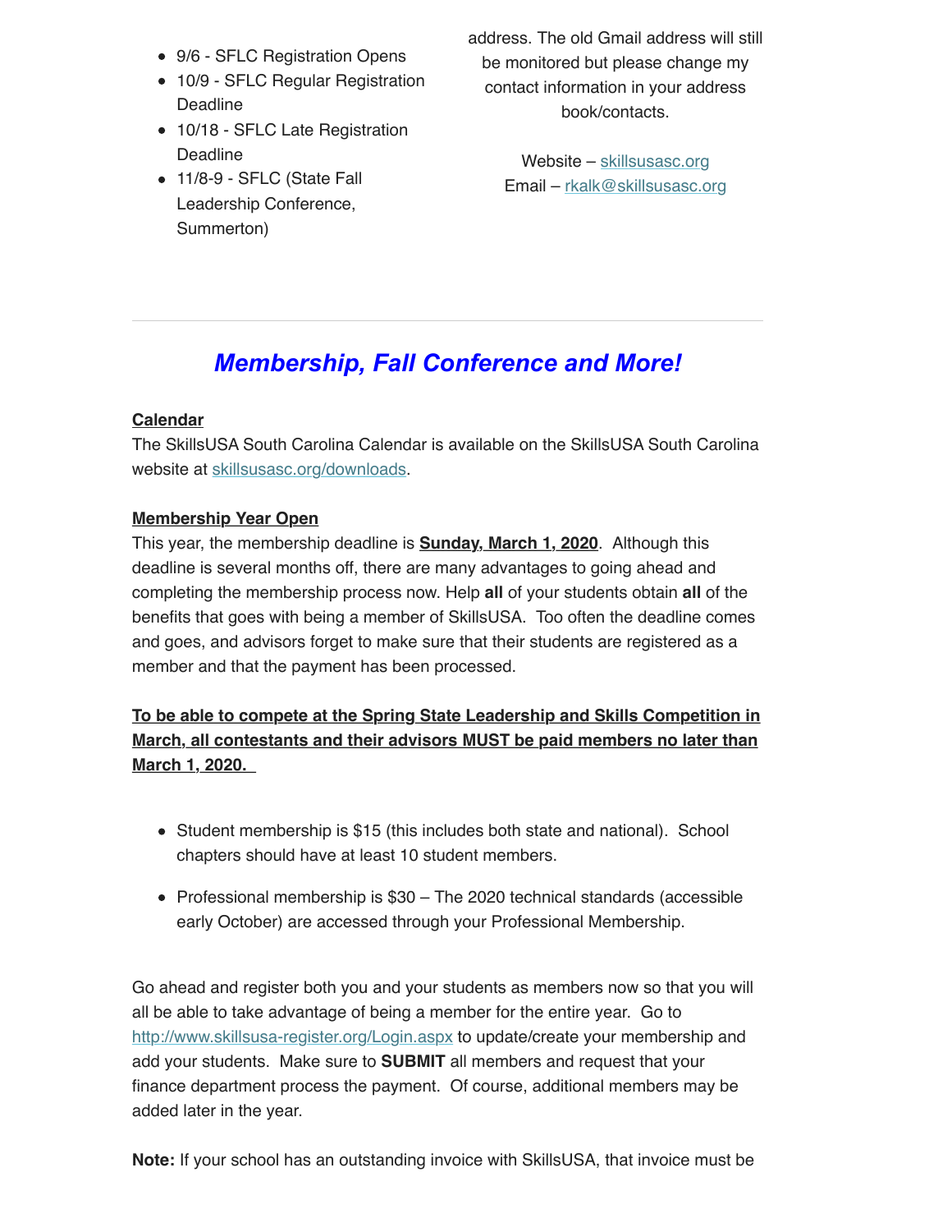- 9/6 - SFLC Registration Opens
- 10/9 - SFLC Regular Registration Deadline
- 10/18 - SFLC Late Registration Deadline
- 11/8-9 - SFLC (State Fall Leadership Conference, Summerton)

address. The old Gmail address will still be monitored but please change my contact information in your address book/contacts.

Website – skillsusasc.org
Email – rkalk@skillsusasc.org

---

## *Membership, Fall Conference and More!*

**Calendar**
The SkillsUSA South Carolina Calendar is available on the SkillsUSA South Carolina website at skillsusasc.org/downloads.

**Membership Year Open**
This year, the membership deadline is **Sunday, March 1, 2020**. Although this deadline is several months off, there are many advantages to going ahead and completing the membership process now. Help **all** of your students obtain **all** of the benefits that goes with being a member of SkillsUSA. Too often the deadline comes and goes, and advisors forget to make sure that their students are registered as a member and that the payment has been processed.

**To be able to compete at the Spring State Leadership and Skills Competition in March, all contestants and their advisors MUST be paid members no later than March 1, 2020.**

- Student membership is $15 (this includes both state and national). School chapters should have at least 10 student members.
- Professional membership is $30 – The 2020 technical standards (accessible early October) are accessed through your Professional Membership.

Go ahead and register both you and your students as members now so that you will all be able to take advantage of being a member for the entire year. Go to http://www.skillsusa-register.org/Login.aspx to update/create your membership and add your students. Make sure to **SUBMIT** all members and request that your finance department process the payment. Of course, additional members may be added later in the year.

**Note:** If your school has an outstanding invoice with SkillsUSA, that invoice must be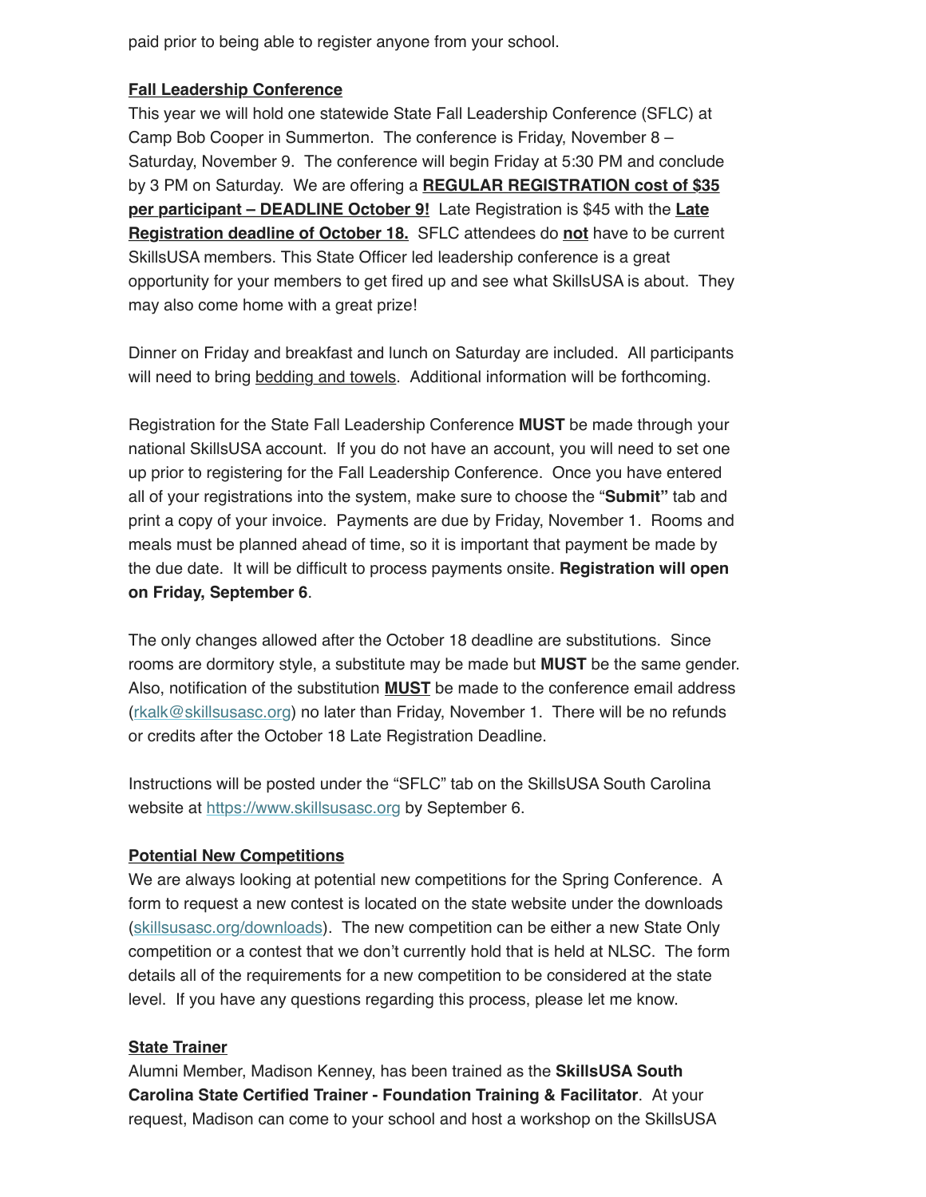paid prior to being able to register anyone from your school.

**Fall Leadership Conference**

This year we will hold one statewide State Fall Leadership Conference (SFLC) at Camp Bob Cooper in Summerton. The conference is Friday, November 8 – Saturday, November 9. The conference will begin Friday at 5:30 PM and conclude by 3 PM on Saturday. We are offering a **REGULAR REGISTRATION cost of $35 per participant – DEADLINE October 9!** Late Registration is $45 with the **Late Registration deadline of October 18.** SFLC attendees do **not** have to be current SkillsUSA members. This State Officer led leadership conference is a great opportunity for your members to get fired up and see what SkillsUSA is about. They may also come home with a great prize!

Dinner on Friday and breakfast and lunch on Saturday are included. All participants will need to bring bedding and towels. Additional information will be forthcoming.

Registration for the State Fall Leadership Conference **MUST** be made through your national SkillsUSA account. If you do not have an account, you will need to set one up prior to registering for the Fall Leadership Conference. Once you have entered all of your registrations into the system, make sure to choose the "**Submit"** tab and print a copy of your invoice. Payments are due by Friday, November 1. Rooms and meals must be planned ahead of time, so it is important that payment be made by the due date. It will be difficult to process payments onsite. **Registration will open on Friday, September 6**.

The only changes allowed after the October 18 deadline are substitutions. Since rooms are dormitory style, a substitute may be made but **MUST** be the same gender. Also, notification of the substitution **MUST** be made to the conference email address (rkalk@skillsusasc.org) no later than Friday, November 1. There will be no refunds or credits after the October 18 Late Registration Deadline.

Instructions will be posted under the "SFLC" tab on the SkillsUSA South Carolina website at https://www.skillsusasc.org by September 6.

**Potential New Competitions**

We are always looking at potential new competitions for the Spring Conference. A form to request a new contest is located on the state website under the downloads (skillsusasc.org/downloads). The new competition can be either a new State Only competition or a contest that we don't currently hold that is held at NLSC. The form details all of the requirements for a new competition to be considered at the state level. If you have any questions regarding this process, please let me know.

**State Trainer**

Alumni Member, Madison Kenney, has been trained as the **SkillsUSA South Carolina State Certified Trainer - Foundation Training & Facilitator**. At your request, Madison can come to your school and host a workshop on the SkillsUSA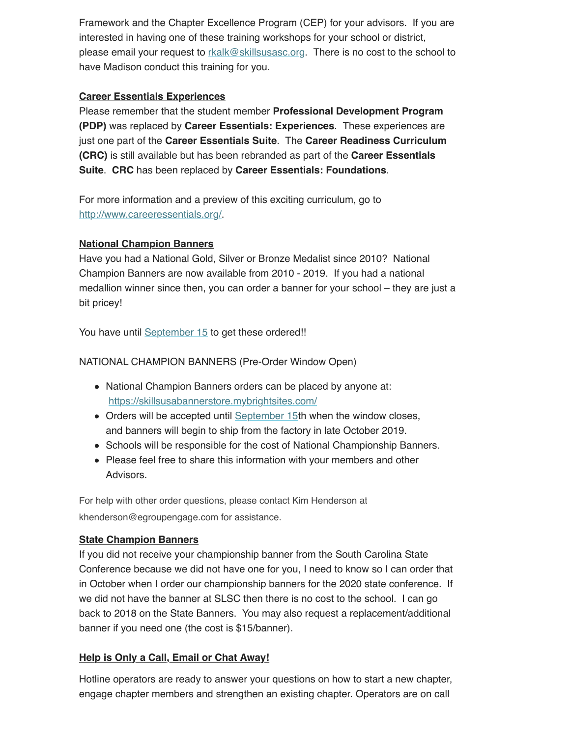Framework and the Chapter Excellence Program (CEP) for your advisors. If you are interested in having one of these training workshops for your school or district, please email your request to [rkalk@skillsusasc.org](mailto:rkalk@skillsusasc.org). There is no cost to the school to have Madison conduct this training for you.

**Career Essentials Experiences**

Please remember that the student member **Professional Development Program (PDP)** was replaced by **Career Essentials: Experiences**. These experiences are just one part of the **Career Essentials Suite**. The **Career Readiness Curriculum (CRC)** is still available but has been rebranded as part of the **Career Essentials Suite**. **CRC** has been replaced by **Career Essentials: Foundations**.

For more information and a preview of this exciting curriculum, go to [http://www.careeressentials.org/](http://www.careeressentials.org/).

**National Champion Banners**

Have you had a National Gold, Silver or Bronze Medalist since 2010? National Champion Banners are now available from 2010 - 2019. If you had a national medallion winner since then, you can order a banner for your school – they are just a bit pricey!

You have until September 15 to get these ordered!!

NATIONAL CHAMPION BANNERS (Pre-Order Window Open)

- National Champion Banners orders can be placed by anyone at: [https://skillsusabannerstore.mybrightsites.com/](https://skillsusabannerstore.mybrightsites.com/)
- Orders will be accepted until September 15th when the window closes, and banners will begin to ship from the factory in late October 2019.
- Schools will be responsible for the cost of National Championship Banners.
- Please feel free to share this information with your members and other Advisors.

For help with other order questions, please contact Kim Henderson at khenderson@egroupengage.com for assistance.

**State Champion Banners**

If you did not receive your championship banner from the South Carolina State Conference because we did not have one for you, I need to know so I can order that in October when I order our championship banners for the 2020 state conference. If we did not have the banner at SLSC then there is no cost to the school. I can go back to 2018 on the State Banners. You may also request a replacement/additional banner if you need one (the cost is $15/banner).

**Help is Only a Call, Email or Chat Away!**

Hotline operators are ready to answer your questions on how to start a new chapter, engage chapter members and strengthen an existing chapter. Operators are on call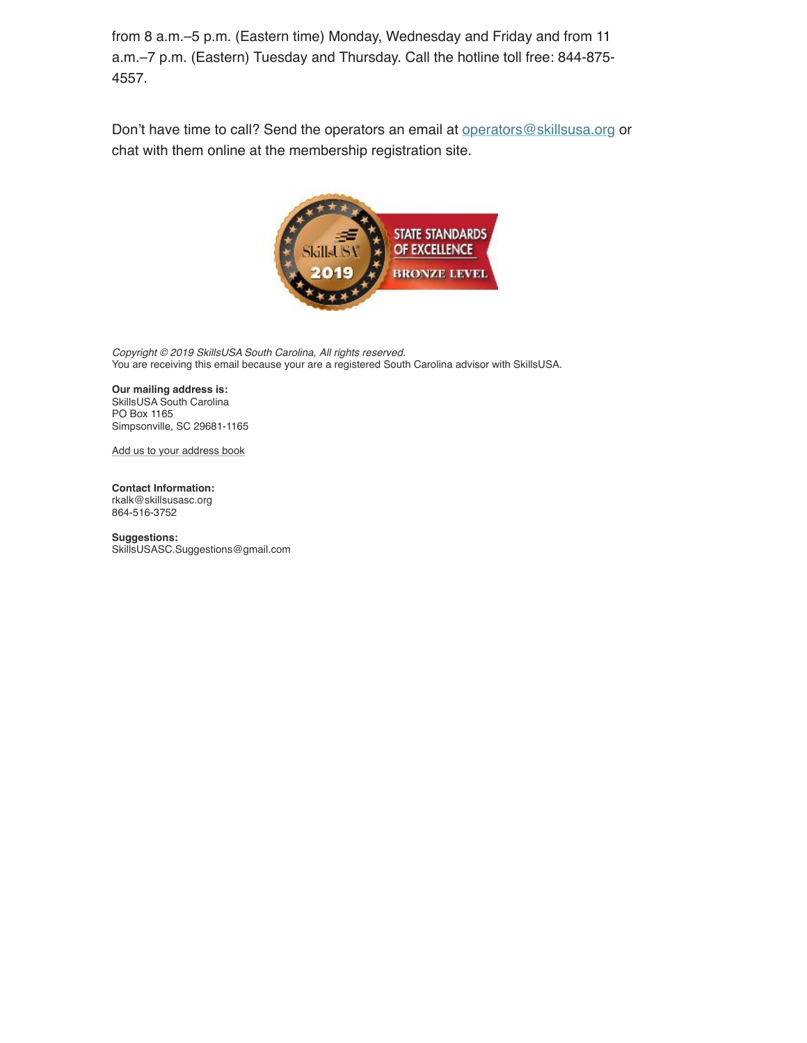from 8 a.m.–5 p.m. (Eastern time) Monday, Wednesday and Friday and from 11 a.m.–7 p.m. (Eastern) Tuesday and Thursday. Call the hotline toll free: 844-875-4557.

Don't have time to call? Send the operators an email at operators@skillsusa.org or chat with them online at the membership registration site.

*Copyright © 2019 SkillsUSA South Carolina, All rights reserved.*
You are receiving this email because your are a registered South Carolina advisor with SkillsUSA.

**Our mailing address is:**
SkillsUSA South Carolina
PO Box 1165
Simpsonville, SC 29681-1165

Add us to your address book

**Contact Information:**
rkalk@skillsusasc.org
864-516-3752

**Suggestions:**
SkillsUSASC.Suggestions@gmail.com